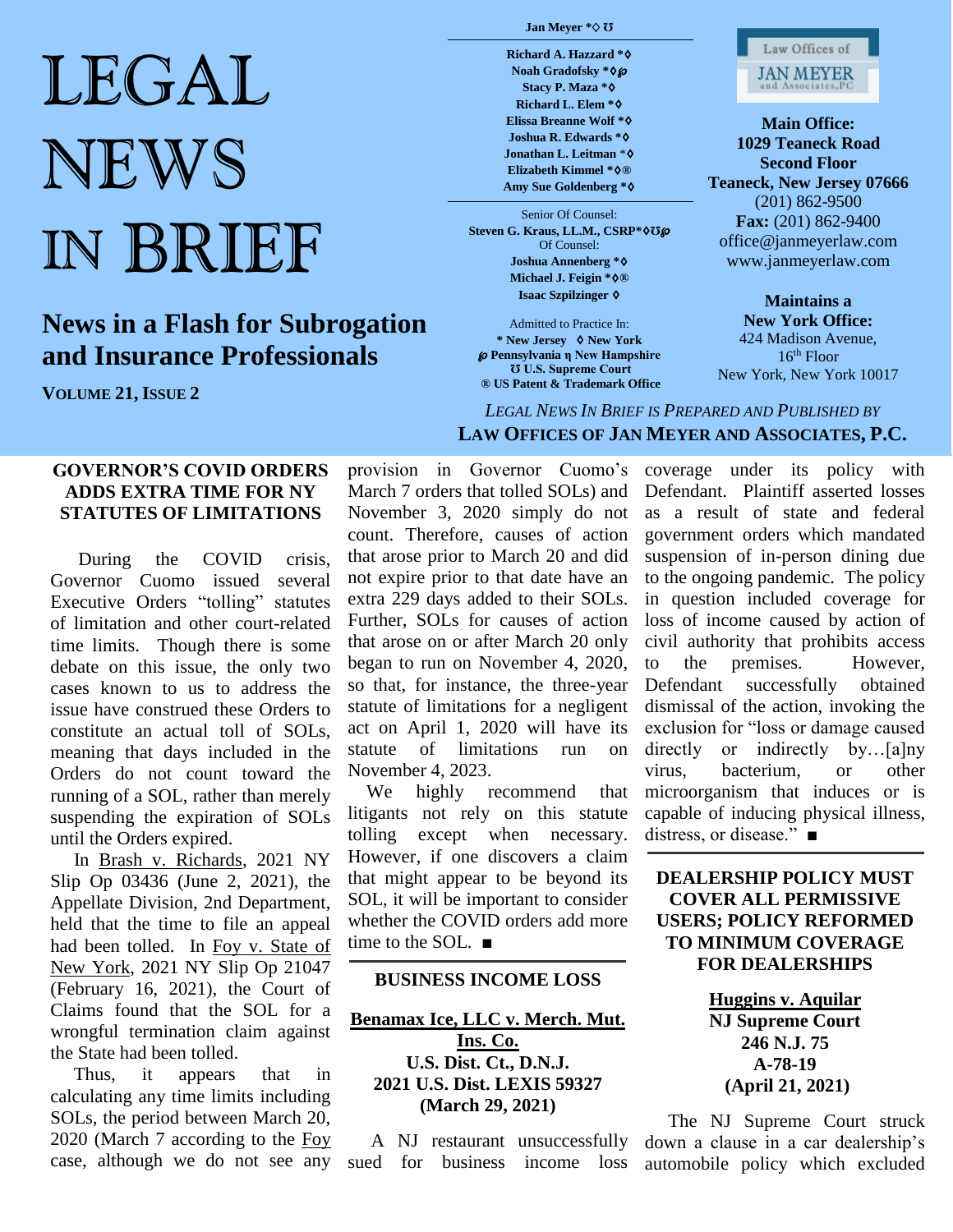# LEGAL NEWS IN BRIEF

## News in a Flash for Subrogation and Insurance Professionals

**VOLUME 21, ISSUE 2**

**Jan Meyer** *◊ Ʊ

**Richard A. Hazzard** *◊
**Noah Gradofsky** *◊℘
**Stacy P. Maza** *◊
**Richard L. Elem** *◊
**Elissa Breanne Wolf** *◊
**Joshua R. Edwards** *◊
**Jonathan L. Leitman** *◊
**Elizabeth Kimmel** *◊®
**Amy Sue Goldenberg** *◊

Senior Of Counsel:
**Steven G. Kraus, LL.M., CSRP***◊Ʊ℘
Of Counsel:
**Joshua Annenberg** *◊
**Michael J. Feigin** *◊®
**Isaac Szpilzinger** ◊

Admitted to Practice In:
\* New Jersey ◊ New York
℘ Pennsylvania η New Hampshire
Ʊ U.S. Supreme Court
® US Patent & Trademark Office

Law Offices of JAN MEYER and Associates, PC

**Main Office:**
**1029 Teaneck Road**
**Second Floor**
**Teaneck, New Jersey 07666**
(201) 862-9500
**Fax:** (201) 862-9400
office@janmeyerlaw.com
www.janmeyerlaw.com

**Maintains a**
**New York Office:**
424 Madison Avenue,
16th Floor
New York, New York 10017

*LEGAL NEWS IN BRIEF IS PREPARED AND PUBLISHED BY*
**LAW OFFICES OF JAN MEYER AND ASSOCIATES, P.C.**

---

### GOVERNOR'S COVID ORDERS ADDS EXTRA TIME FOR NY STATUTES OF LIMITATIONS

During the COVID crisis, Governor Cuomo issued several Executive Orders "tolling" statutes of limitation and other court-related time limits. Though there is some debate on this issue, the only two cases known to us to address the issue have construed these Orders to constitute an actual toll of SOLs, meaning that days included in the Orders do not count toward the running of a SOL, rather than merely suspending the expiration of SOLs until the Orders expired.

In Brash v. Richards, 2021 NY Slip Op 03436 (June 2, 2021), the Appellate Division, 2nd Department, held that the time to file an appeal had been tolled. In Foy v. State of New York, 2021 NY Slip Op 21047 (February 16, 2021), the Court of Claims found that the SOL for a wrongful termination claim against the State had been tolled.

Thus, it appears that in calculating any time limits including SOLs, the period between March 20, 2020 (March 7 according to the Foy case, although we do not see any provision in Governor Cuomo's March 7 orders that tolled SOLs) and November 3, 2020 simply do not count. Therefore, causes of action that arose prior to March 20 and did not expire prior to that date have an extra 229 days added to their SOLs. Further, SOLs for causes of action that arose on or after March 20 only began to run on November 4, 2020, so that, for instance, the three-year statute of limitations for a negligent act on April 1, 2020 will have its statute of limitations run on November 4, 2023.

We highly recommend that litigants not rely on this statute tolling except when necessary. However, if one discovers a claim that might appear to be beyond its SOL, it will be important to consider whether the COVID orders add more time to the SOL. ■

---

### BUSINESS INCOME LOSS

**Benamax Ice, LLC v. Merch. Mut. Ins. Co.**
**U.S. Dist. Ct., D.N.J.**
**2021 U.S. Dist. LEXIS 59327**
**(March 29, 2021)**

A NJ restaurant unsuccessfully sued for business income loss coverage under its policy with Defendant. Plaintiff asserted losses as a result of state and federal government orders which mandated suspension of in-person dining due to the ongoing pandemic. The policy in question included coverage for loss of income caused by action of civil authority that prohibits access to the premises. However, Defendant successfully obtained dismissal of the action, invoking the exclusion for "loss or damage caused directly or indirectly by…[a]ny virus, bacterium, or other microorganism that induces or is capable of inducing physical illness, distress, or disease." ■

---

### DEALERSHIP POLICY MUST COVER ALL PERMISSIVE USERS; POLICY REFORMED TO MINIMUM COVERAGE FOR DEALERSHIPS

**Huggins v. Aquilar**
**NJ Supreme Court**
**246 N.J. 75**
**A-78-19**
**(April 21, 2021)**

The NJ Supreme Court struck down a clause in a car dealership's automobile policy which excluded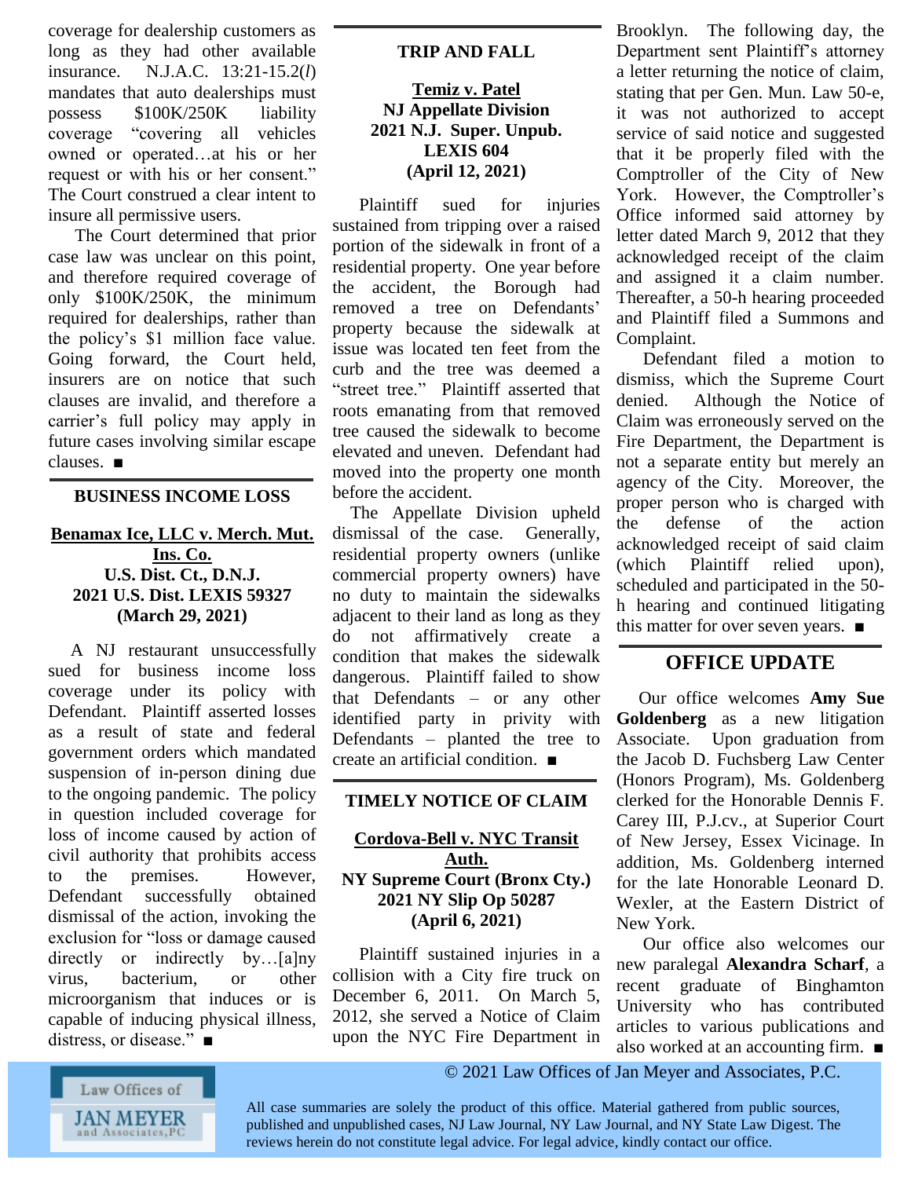coverage for dealership customers as long as they had other available insurance. N.J.A.C. 13:21-15.2(*l*) mandates that auto dealerships must possess $100K/250K liability coverage "covering all vehicles owned or operated…at his or her request or with his or her consent." The Court construed a clear intent to insure all permissive users.

The Court determined that prior case law was unclear on this point, and therefore required coverage of only $100K/250K, the minimum required for dealerships, rather than the policy's $1 million face value. Going forward, the Court held, insurers are on notice that such clauses are invalid, and therefore a carrier's full policy may apply in future cases involving similar escape clauses. ■

## BUSINESS INCOME LOSS

**Benamax Ice, LLC v. Merch. Mut. Ins. Co.**
**U.S. Dist. Ct., D.N.J.**
**2021 U.S. Dist. LEXIS 59327**
**(March 29, 2021)**

A NJ restaurant unsuccessfully sued for business income loss coverage under its policy with Defendant. Plaintiff asserted losses as a result of state and federal government orders which mandated suspension of in-person dining due to the ongoing pandemic. The policy in question included coverage for loss of income caused by action of civil authority that prohibits access to the premises. However, Defendant successfully obtained dismissal of the action, invoking the exclusion for "loss or damage caused directly or indirectly by…[a]ny virus, bacterium, or other microorganism that induces or is capable of inducing physical illness, distress, or disease." ■

## TRIP AND FALL

**Temiz v. Patel**
**NJ Appellate Division**
**2021 N.J. Super. Unpub. LEXIS 604**
**(April 12, 2021)**

Plaintiff sued for injuries sustained from tripping over a raised portion of the sidewalk in front of a residential property. One year before the accident, the Borough had removed a tree on Defendants' property because the sidewalk at issue was located ten feet from the curb and the tree was deemed a "street tree." Plaintiff asserted that roots emanating from that removed tree caused the sidewalk to become elevated and uneven. Defendant had moved into the property one month before the accident.

The Appellate Division upheld dismissal of the case. Generally, residential property owners (unlike commercial property owners) have no duty to maintain the sidewalks adjacent to their land as long as they do not affirmatively create a condition that makes the sidewalk dangerous. Plaintiff failed to show that Defendants – or any other identified party in privity with Defendants – planted the tree to create an artificial condition. ■

## TIMELY NOTICE OF CLAIM

**Cordova-Bell v. NYC Transit Auth.**
**NY Supreme Court (Bronx Cty.)**
**2021 NY Slip Op 50287**
**(April 6, 2021)**

Plaintiff sustained injuries in a collision with a City fire truck on December 6, 2011. On March 5, 2012, she served a Notice of Claim upon the NYC Fire Department in Brooklyn. The following day, the Department sent Plaintiff's attorney a letter returning the notice of claim, stating that per Gen. Mun. Law 50-e, it was not authorized to accept service of said notice and suggested that it be properly filed with the Comptroller of the City of New York. However, the Comptroller's Office informed said attorney by letter dated March 9, 2012 that they acknowledged receipt of the claim and assigned it a claim number. Thereafter, a 50-h hearing proceeded and Plaintiff filed a Summons and Complaint.

Defendant filed a motion to dismiss, which the Supreme Court denied. Although the Notice of Claim was erroneously served on the Fire Department, the Department is not a separate entity but merely an agency of the City. Moreover, the proper person who is charged with the defense of the action acknowledged receipt of said claim (which Plaintiff relied upon), scheduled and participated in the 50-h hearing and continued litigating this matter for over seven years. ■

## OFFICE UPDATE

Our office welcomes **Amy Sue Goldenberg** as a new litigation Associate. Upon graduation from the Jacob D. Fuchsberg Law Center (Honors Program), Ms. Goldenberg clerked for the Honorable Dennis F. Carey III, P.J.cv., at Superior Court of New Jersey, Essex Vicinage. In addition, Ms. Goldenberg interned for the late Honorable Leonard D. Wexler, at the Eastern District of New York.

Our office also welcomes our new paralegal **Alexandra Scharf**, a recent graduate of Binghamton University who has contributed articles to various publications and also worked at an accounting firm. ■

© 2021 Law Offices of Jan Meyer and Associates, P.C.

Law Offices of JAN MEYER and Associates, PC

All case summaries are solely the product of this office. Material gathered from public sources, published and unpublished cases, NJ Law Journal, NY Law Journal, and NY State Law Digest. The reviews herein do not constitute legal advice. For legal advice, kindly contact our office.